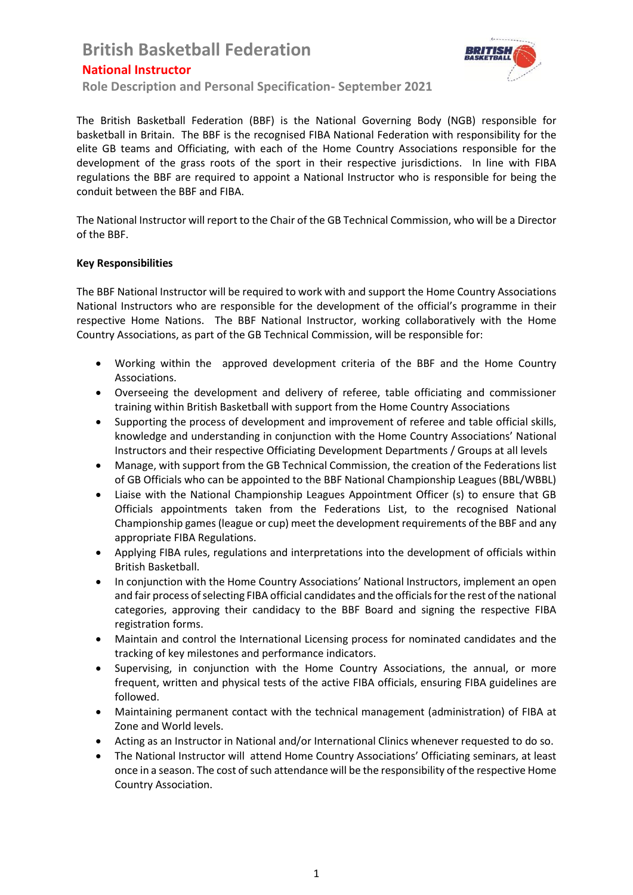# British Basketball Federation

## National Instructor

### Role Description and Personal Specification- September 2021

The British Basketball Federation (BBF) is the National Governing Body (NGB) responsible for basketball in Britain. The BBF is the recognised FIBA National Federation with responsibility for the elite GB teams and Officiating, with each of the Home Country Associations responsible for the development of the grass roots of the sport in their respective jurisdictions. In line with FIBA regulations the BBF are required to appoint a National Instructor who is responsible for being the conduit between the BBF and FIBA.

The National Instructor will report to the Chair of the GB Technical Commission, who will be a Director of the BBF.

**Key Responsibilities**

The BBF National Instructor will be required to work with and support the Home Country Associations National Instructors who are responsible for the development of the official's programme in their respective Home Nations. The BBF National Instructor, working collaboratively with the Home Country Associations, as part of the GB Technical Commission, will be responsible for:

- Working within the approved development criteria of the BBF and the Home Country Associations.
- Overseeing the development and delivery of referee, table officiating and commissioner training within British Basketball with support from the Home Country Associations
- Supporting the process of development and improvement of referee and table official skills, knowledge and understanding in conjunction with the Home Country Associations' National Instructors and their respective Officiating Development Departments / Groups at all levels
- Manage, with support from the GB Technical Commission, the creation of the Federations list of GB Officials who can be appointed to the BBF National Championship Leagues (BBL/WBBL)
- Liaise with the National Championship Leagues Appointment Officer (s) to ensure that GB Officials appointments taken from the Federations List, to the recognised National Championship games (league or cup) meet the development requirements of the BBF and any appropriate FIBA Regulations.
- Applying FIBA rules, regulations and interpretations into the development of officials within British Basketball.
- In conjunction with the Home Country Associations' National Instructors, implement an open and fair process of selecting FIBA official candidates and the officials for the rest of the national categories, approving their candidacy to the BBF Board and signing the respective FIBA registration forms.
- Maintain and control the International Licensing process for nominated candidates and the tracking of key milestones and performance indicators.
- Supervising, in conjunction with the Home Country Associations, the annual, or more frequent, written and physical tests of the active FIBA officials, ensuring FIBA guidelines are followed.
- Maintaining permanent contact with the technical management (administration) of FIBA at Zone and World levels.
- Acting as an Instructor in National and/or International Clinics whenever requested to do so.
- The National Instructor will attend Home Country Associations' Officiating seminars, at least once in a season. The cost of such attendance will be the responsibility of the respective Home Country Association.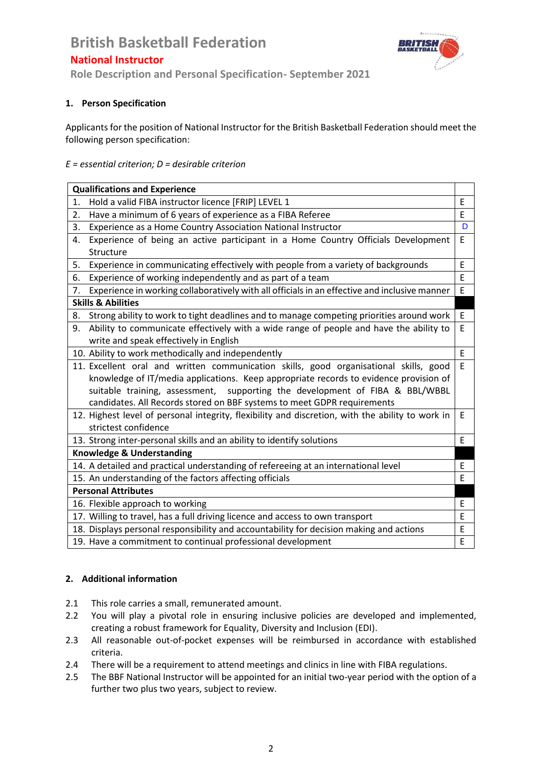# British Basketball Federation

## National Instructor

### Role Description and Personal Specification- September 2021

## 1. Person Specification

Applicants for the position of National Instructor for the British Basketball Federation should meet the following person specification:

*E = essential criterion; D = desirable criterion*

| | |
|---|---|
| **Qualifications and Experience** | |
| 1. Hold a valid FIBA instructor licence [FRIP] LEVEL 1 | E |
| 2. Have a minimum of 6 years of experience as a FIBA Referee | E |
| 3. Experience as a Home Country Association National Instructor | D |
| 4. Experience of being an active participant in a Home Country Officials Development Structure | E |
| 5. Experience in communicating effectively with people from a variety of backgrounds | E |
| 6. Experience of working independently and as part of a team | E |
| 7. Experience in working collaboratively with all officials in an effective and inclusive manner | E |
| **Skills & Abilities** | |
| 8. Strong ability to work to tight deadlines and to manage competing priorities around work | E |
| 9. Ability to communicate effectively with a wide range of people and have the ability to write and speak effectively in English | E |
| 10. Ability to work methodically and independently | E |
| 11. Excellent oral and written communication skills, good organisational skills, good knowledge of IT/media applications. Keep appropriate records to evidence provision of suitable training, assessment, supporting the development of FIBA & BBL/WBBL candidates. All Records stored on BBF systems to meet GDPR requirements | E |
| 12. Highest level of personal integrity, flexibility and discretion, with the ability to work in strictest confidence | E |
| 13. Strong inter-personal skills and an ability to identify solutions | E |
| **Knowledge & Understanding** | |
| 14. A detailed and practical understanding of refereeing at an international level | E |
| 15. An understanding of the factors affecting officials | E |
| **Personal Attributes** | |
| 16. Flexible approach to working | E |
| 17. Willing to travel, has a full driving licence and access to own transport | E |
| 18. Displays personal responsibility and accountability for decision making and actions | E |
| 19. Have a commitment to continual professional development | E |

## 2. Additional information

2.1 This role carries a small, remunerated amount.

2.2 You will play a pivotal role in ensuring inclusive policies are developed and implemented, creating a robust framework for Equality, Diversity and Inclusion (EDI).

2.3 All reasonable out-of-pocket expenses will be reimbursed in accordance with established criteria.

2.4 There will be a requirement to attend meetings and clinics in line with FIBA regulations.

2.5 The BBF National Instructor will be appointed for an initial two-year period with the option of a further two plus two years, subject to review.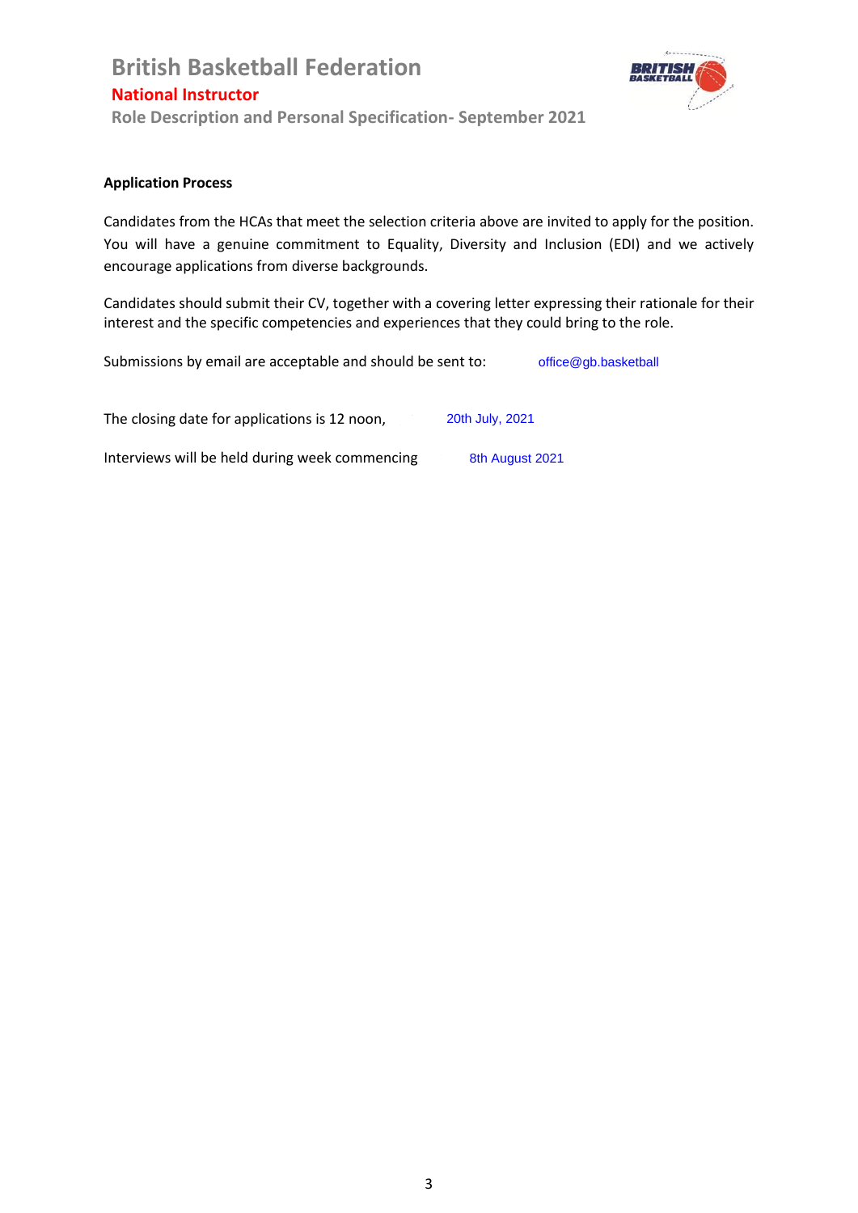**Application Process**

Candidates from the HCAs that meet the selection criteria above are invited to apply for the position. You will have a genuine commitment to Equality, Diversity and Inclusion (EDI) and we actively encourage applications from diverse backgrounds.

Candidates should submit their CV, together with a covering letter expressing their rationale for their interest and the specific competencies and experiences that they could bring to the role.

Submissions by email are acceptable and should be sent to: office@gb.basketball

The closing date for applications is 12 noon, 20th July, 2021

Interviews will be held during week commencing 8th August 2021